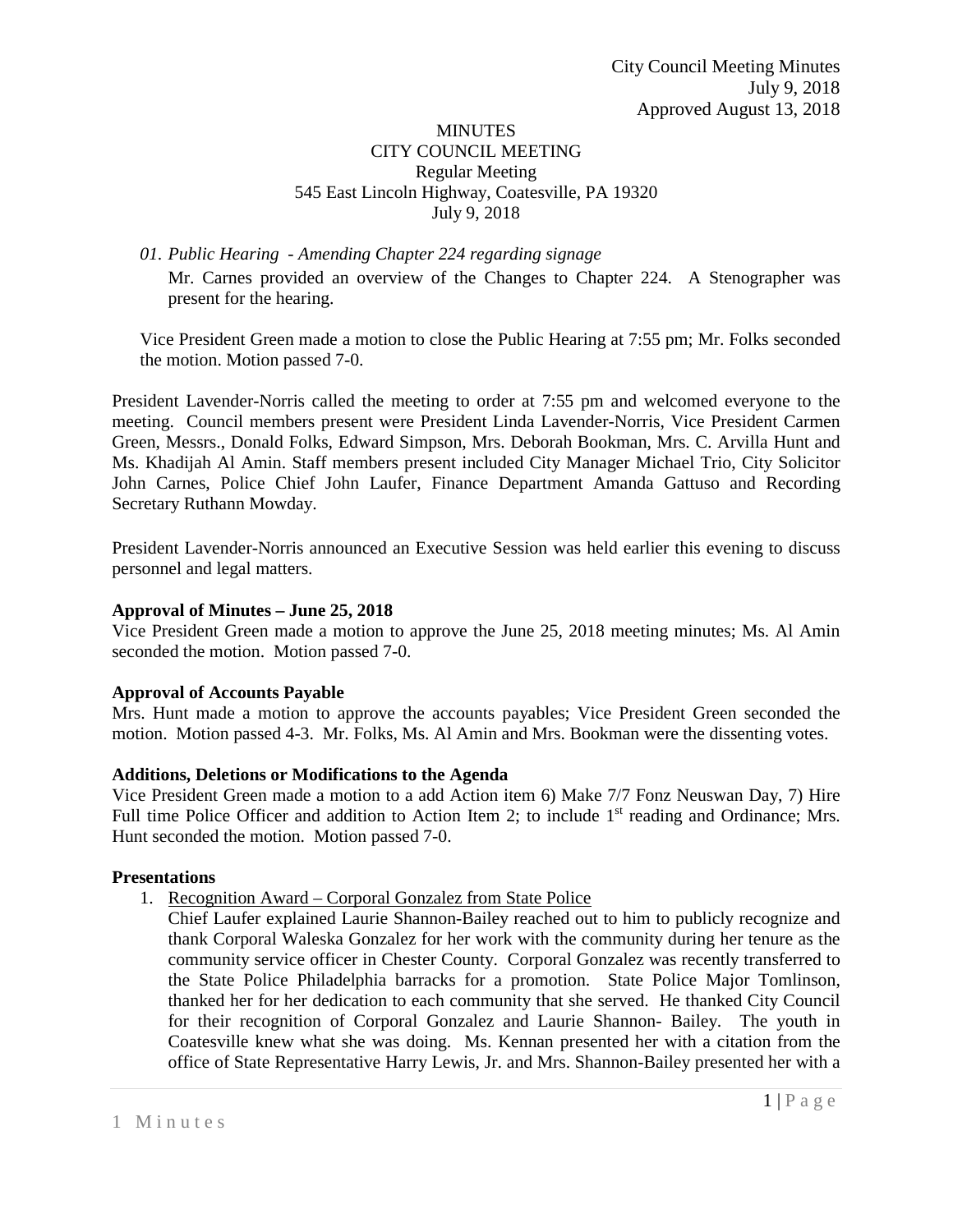# MINUTES
## CITY COUNCIL MEETING
### Regular Meeting
545 East Lincoln Highway, Coatesville, PA 19320
July 9, 2018

*01. Public Hearing - Amending Chapter 224 regarding signage*

Mr. Carnes provided an overview of the Changes to Chapter 224. A Stenographer was present for the hearing.

Vice President Green made a motion to close the Public Hearing at 7:55 pm; Mr. Folks seconded the motion. Motion passed 7-0.

President Lavender-Norris called the meeting to order at 7:55 pm and welcomed everyone to the meeting. Council members present were President Linda Lavender-Norris, Vice President Carmen Green, Messrs., Donald Folks, Edward Simpson, Mrs. Deborah Bookman, Mrs. C. Arvilla Hunt and Ms. Khadijah Al Amin. Staff members present included City Manager Michael Trio, City Solicitor John Carnes, Police Chief John Laufer, Finance Department Amanda Gattuso and Recording Secretary Ruthann Mowday.

President Lavender-Norris announced an Executive Session was held earlier this evening to discuss personnel and legal matters.

**Approval of Minutes – June 25, 2018**

Vice President Green made a motion to approve the June 25, 2018 meeting minutes; Ms. Al Amin seconded the motion. Motion passed 7-0.

**Approval of Accounts Payable**

Mrs. Hunt made a motion to approve the accounts payables; Vice President Green seconded the motion. Motion passed 4-3. Mr. Folks, Ms. Al Amin and Mrs. Bookman were the dissenting votes.

**Additions, Deletions or Modifications to the Agenda**

Vice President Green made a motion to a add Action item 6) Make 7/7 Fonz Neuswan Day, 7) Hire Full time Police Officer and addition to Action Item 2; to include 1st reading and Ordinance; Mrs. Hunt seconded the motion. Motion passed 7-0.

**Presentations**

1. Recognition Award – Corporal Gonzalez from State Police
   Chief Laufer explained Laurie Shannon-Bailey reached out to him to publicly recognize and thank Corporal Waleska Gonzalez for her work with the community during her tenure as the community service officer in Chester County. Corporal Gonzalez was recently transferred to the State Police Philadelphia barracks for a promotion. State Police Major Tomlinson, thanked her for her dedication to each community that she served. He thanked City Council for their recognition of Corporal Gonzalez and Laurie Shannon- Bailey. The youth in Coatesville knew what she was doing. Ms. Kennan presented her with a citation from the office of State Representative Harry Lewis, Jr. and Mrs. Shannon-Bailey presented her with a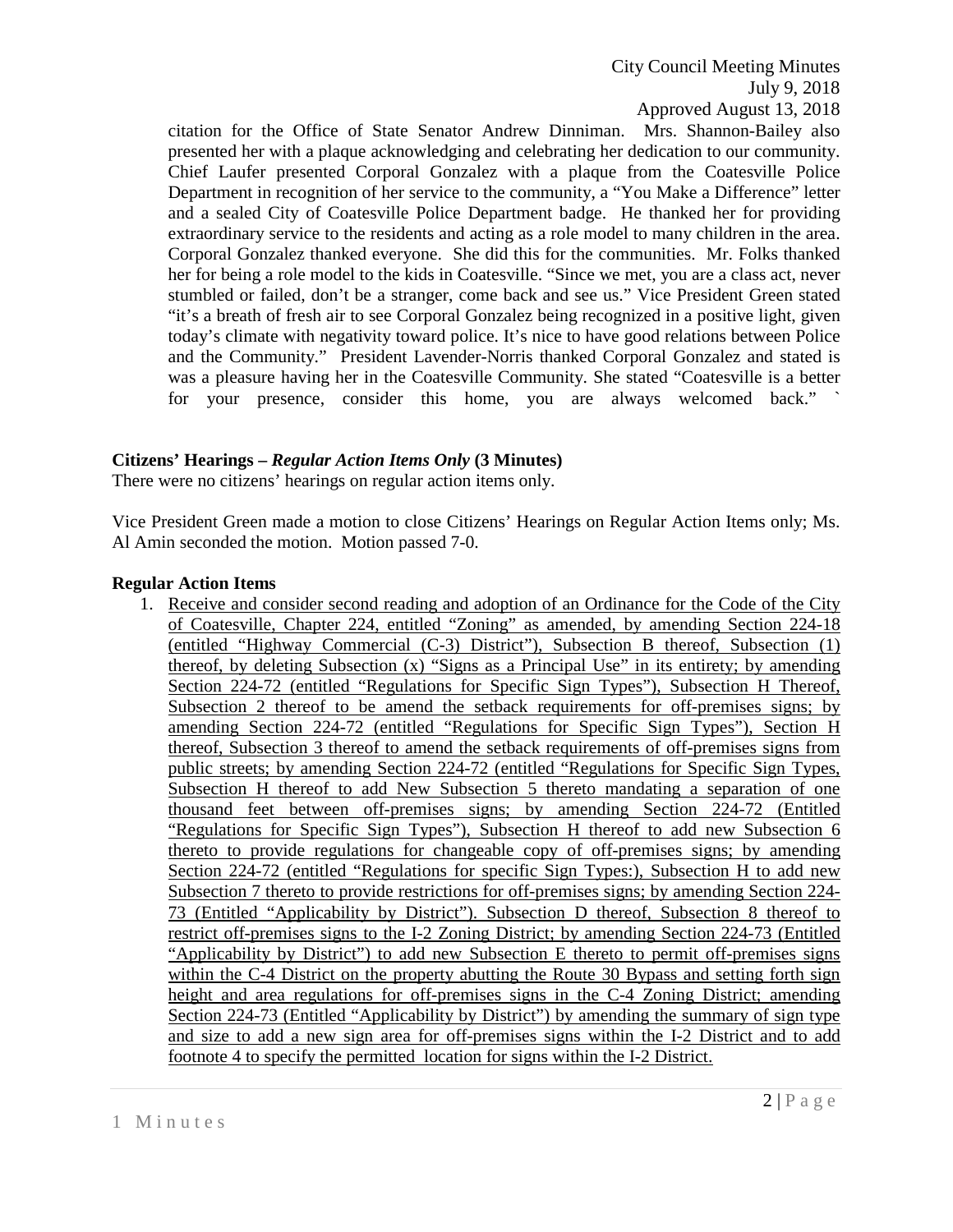citation for the Office of State Senator Andrew Dinniman. Mrs. Shannon-Bailey also presented her with a plaque acknowledging and celebrating her dedication to our community. Chief Laufer presented Corporal Gonzalez with a plaque from the Coatesville Police Department in recognition of her service to the community, a "You Make a Difference" letter and a sealed City of Coatesville Police Department badge. He thanked her for providing extraordinary service to the residents and acting as a role model to many children in the area. Corporal Gonzalez thanked everyone. She did this for the communities. Mr. Folks thanked her for being a role model to the kids in Coatesville. "Since we met, you are a class act, never stumbled or failed, don't be a stranger, come back and see us." Vice President Green stated "it's a breath of fresh air to see Corporal Gonzalez being recognized in a positive light, given today's climate with negativity toward police. It's nice to have good relations between Police and the Community." President Lavender-Norris thanked Corporal Gonzalez and stated is was a pleasure having her in the Coatesville Community. She stated "Coatesville is a better for your presence, consider this home, you are always welcomed back." `

**Citizens' Hearings – *Regular Action Items Only* (3 Minutes)**

There were no citizens' hearings on regular action items only.

Vice President Green made a motion to close Citizens' Hearings on Regular Action Items only; Ms. Al Amin seconded the motion. Motion passed 7-0.

**Regular Action Items**

1. Receive and consider second reading and adoption of an Ordinance for the Code of the City of Coatesville, Chapter 224, entitled "Zoning" as amended, by amending Section 224-18 (entitled "Highway Commercial (C-3) District"), Subsection B thereof, Subsection (1) thereof, by deleting Subsection (x) "Signs as a Principal Use" in its entirety; by amending Section 224-72 (entitled "Regulations for Specific Sign Types"), Subsection H Thereof, Subsection 2 thereof to be amend the setback requirements for off-premises signs; by amending Section 224-72 (entitled "Regulations for Specific Sign Types"), Section H thereof, Subsection 3 thereof to amend the setback requirements of off-premises signs from public streets; by amending Section 224-72 (entitled "Regulations for Specific Sign Types, Subsection H thereof to add New Subsection 5 thereto mandating a separation of one thousand feet between off-premises signs; by amending Section 224-72 (Entitled "Regulations for Specific Sign Types"), Subsection H thereof to add new Subsection 6 thereto to provide regulations for changeable copy of off-premises signs; by amending Section 224-72 (entitled "Regulations for specific Sign Types:), Subsection H to add new Subsection 7 thereto to provide restrictions for off-premises signs; by amending Section 224-73 (Entitled "Applicability by District"). Subsection D thereof, Subsection 8 thereof to restrict off-premises signs to the I-2 Zoning District; by amending Section 224-73 (Entitled "Applicability by District") to add new Subsection E thereto to permit off-premises signs within the C-4 District on the property abutting the Route 30 Bypass and setting forth sign height and area regulations for off-premises signs in the C-4 Zoning District; amending Section 224-73 (Entitled "Applicability by District") by amending the summary of sign type and size to add a new sign area for off-premises signs within the I-2 District and to add footnote 4 to specify the permitted location for signs within the I-2 District.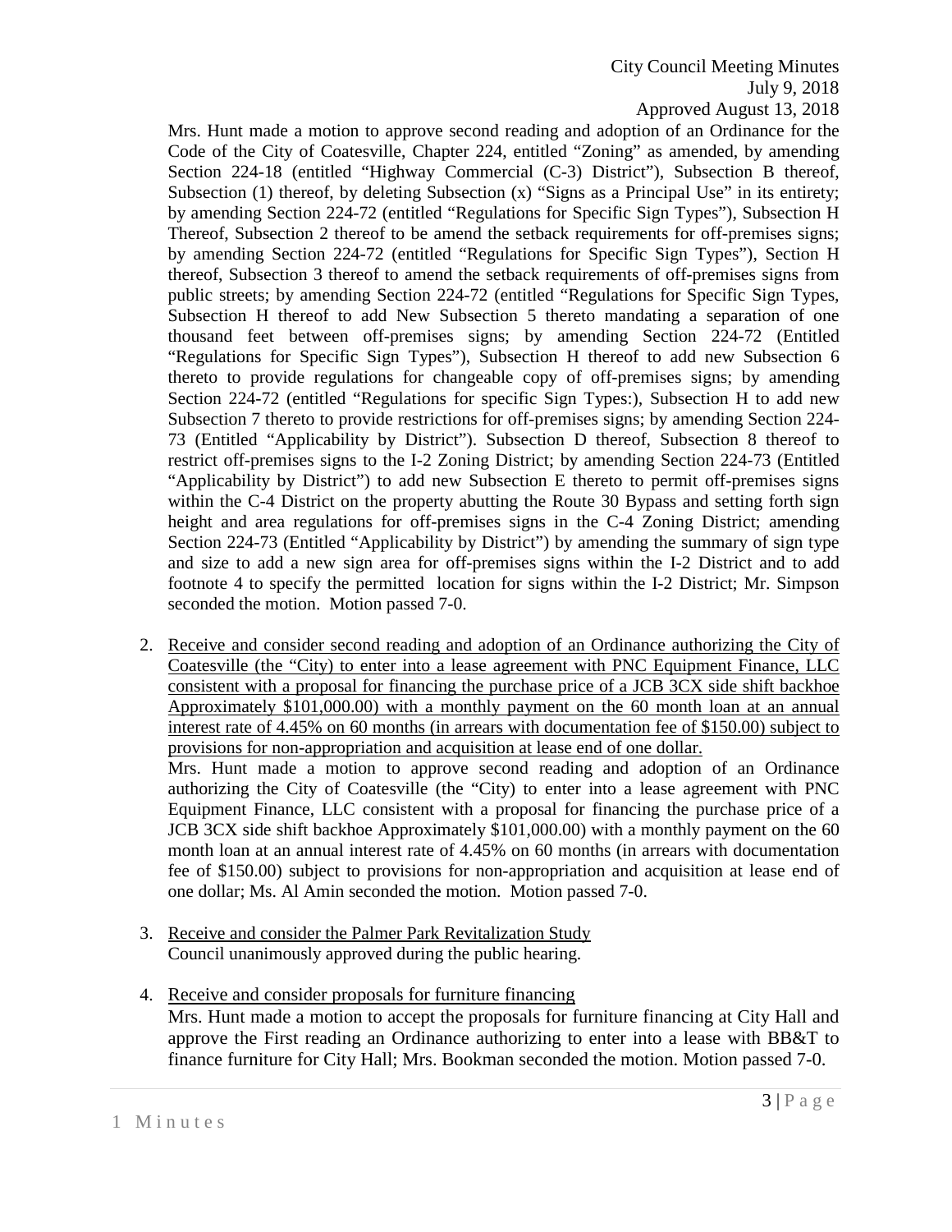Mrs. Hunt made a motion to approve second reading and adoption of an Ordinance for the Code of the City of Coatesville, Chapter 224, entitled "Zoning" as amended, by amending Section 224-18 (entitled "Highway Commercial (C-3) District"), Subsection B thereof, Subsection (1) thereof, by deleting Subsection (x) "Signs as a Principal Use" in its entirety; by amending Section 224-72 (entitled "Regulations for Specific Sign Types"), Subsection H Thereof, Subsection 2 thereof to be amend the setback requirements for off-premises signs; by amending Section 224-72 (entitled "Regulations for Specific Sign Types"), Section H thereof, Subsection 3 thereof to amend the setback requirements of off-premises signs from public streets; by amending Section 224-72 (entitled "Regulations for Specific Sign Types, Subsection H thereof to add New Subsection 5 thereto mandating a separation of one thousand feet between off-premises signs; by amending Section 224-72 (Entitled "Regulations for Specific Sign Types"), Subsection H thereof to add new Subsection 6 thereto to provide regulations for changeable copy of off-premises signs; by amending Section 224-72 (entitled "Regulations for specific Sign Types:), Subsection H to add new Subsection 7 thereto to provide restrictions for off-premises signs; by amending Section 224-73 (Entitled "Applicability by District"). Subsection D thereof, Subsection 8 thereof to restrict off-premises signs to the I-2 Zoning District; by amending Section 224-73 (Entitled "Applicability by District") to add new Subsection E thereto to permit off-premises signs within the C-4 District on the property abutting the Route 30 Bypass and setting forth sign height and area regulations for off-premises signs in the C-4 Zoning District; amending Section 224-73 (Entitled "Applicability by District") by amending the summary of sign type and size to add a new sign area for off-premises signs within the I-2 District and to add footnote 4 to specify the permitted location for signs within the I-2 District; Mr. Simpson seconded the motion. Motion passed 7-0.

2. Receive and consider second reading and adoption of an Ordinance authorizing the City of Coatesville (the "City) to enter into a lease agreement with PNC Equipment Finance, LLC consistent with a proposal for financing the purchase price of a JCB 3CX side shift backhoe Approximately $101,000.00) with a monthly payment on the 60 month loan at an annual interest rate of 4.45% on 60 months (in arrears with documentation fee of $150.00) subject to provisions for non-appropriation and acquisition at lease end of one dollar.
   Mrs. Hunt made a motion to approve second reading and adoption of an Ordinance authorizing the City of Coatesville (the "City) to enter into a lease agreement with PNC Equipment Finance, LLC consistent with a proposal for financing the purchase price of a JCB 3CX side shift backhoe Approximately $101,000.00) with a monthly payment on the 60 month loan at an annual interest rate of 4.45% on 60 months (in arrears with documentation fee of $150.00) subject to provisions for non-appropriation and acquisition at lease end of one dollar; Ms. Al Amin seconded the motion. Motion passed 7-0.

3. Receive and consider the Palmer Park Revitalization Study
   Council unanimously approved during the public hearing.

4. Receive and consider proposals for furniture financing
   Mrs. Hunt made a motion to accept the proposals for furniture financing at City Hall and approve the First reading an Ordinance authorizing to enter into a lease with BB&T to finance furniture for City Hall; Mrs. Bookman seconded the motion. Motion passed 7-0.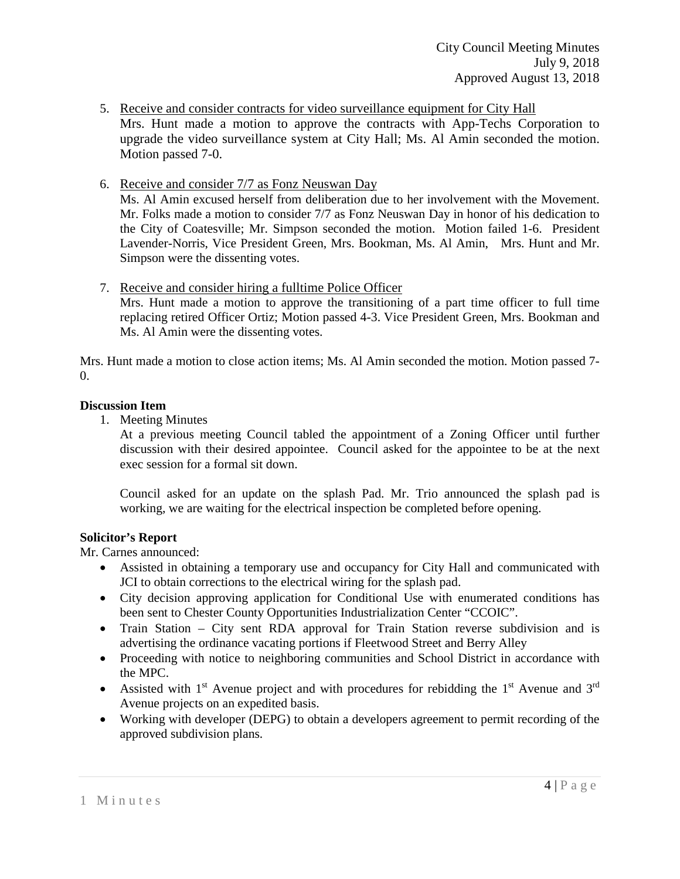5. Receive and consider contracts for video surveillance equipment for City Hall
   Mrs. Hunt made a motion to approve the contracts with App-Techs Corporation to upgrade the video surveillance system at City Hall; Ms. Al Amin seconded the motion. Motion passed 7-0.

6. Receive and consider 7/7 as Fonz Neuswan Day
   Ms. Al Amin excused herself from deliberation due to her involvement with the Movement. Mr. Folks made a motion to consider 7/7 as Fonz Neuswan Day in honor of his dedication to the City of Coatesville; Mr. Simpson seconded the motion. Motion failed 1-6. President Lavender-Norris, Vice President Green, Mrs. Bookman, Ms. Al Amin, Mrs. Hunt and Mr. Simpson were the dissenting votes.

7. Receive and consider hiring a fulltime Police Officer
   Mrs. Hunt made a motion to approve the transitioning of a part time officer to full time replacing retired Officer Ortiz; Motion passed 4-3. Vice President Green, Mrs. Bookman and Ms. Al Amin were the dissenting votes.

Mrs. Hunt made a motion to close action items; Ms. Al Amin seconded the motion. Motion passed 7-0.

**Discussion Item**

1. Meeting Minutes
   At a previous meeting Council tabled the appointment of a Zoning Officer until further discussion with their desired appointee. Council asked for the appointee to be at the next exec session for a formal sit down.

   Council asked for an update on the splash Pad. Mr. Trio announced the splash pad is working, we are waiting for the electrical inspection be completed before opening.

**Solicitor's Report**

Mr. Carnes announced:

- Assisted in obtaining a temporary use and occupancy for City Hall and communicated with JCI to obtain corrections to the electrical wiring for the splash pad.
- City decision approving application for Conditional Use with enumerated conditions has been sent to Chester County Opportunities Industrialization Center "CCOIC".
- Train Station – City sent RDA approval for Train Station reverse subdivision and is advertising the ordinance vacating portions if Fleetwood Street and Berry Alley
- Proceeding with notice to neighboring communities and School District in accordance with the MPC.
- Assisted with 1st Avenue project and with procedures for rebidding the 1st Avenue and 3rd Avenue projects on an expedited basis.
- Working with developer (DEPG) to obtain a developers agreement to permit recording of the approved subdivision plans.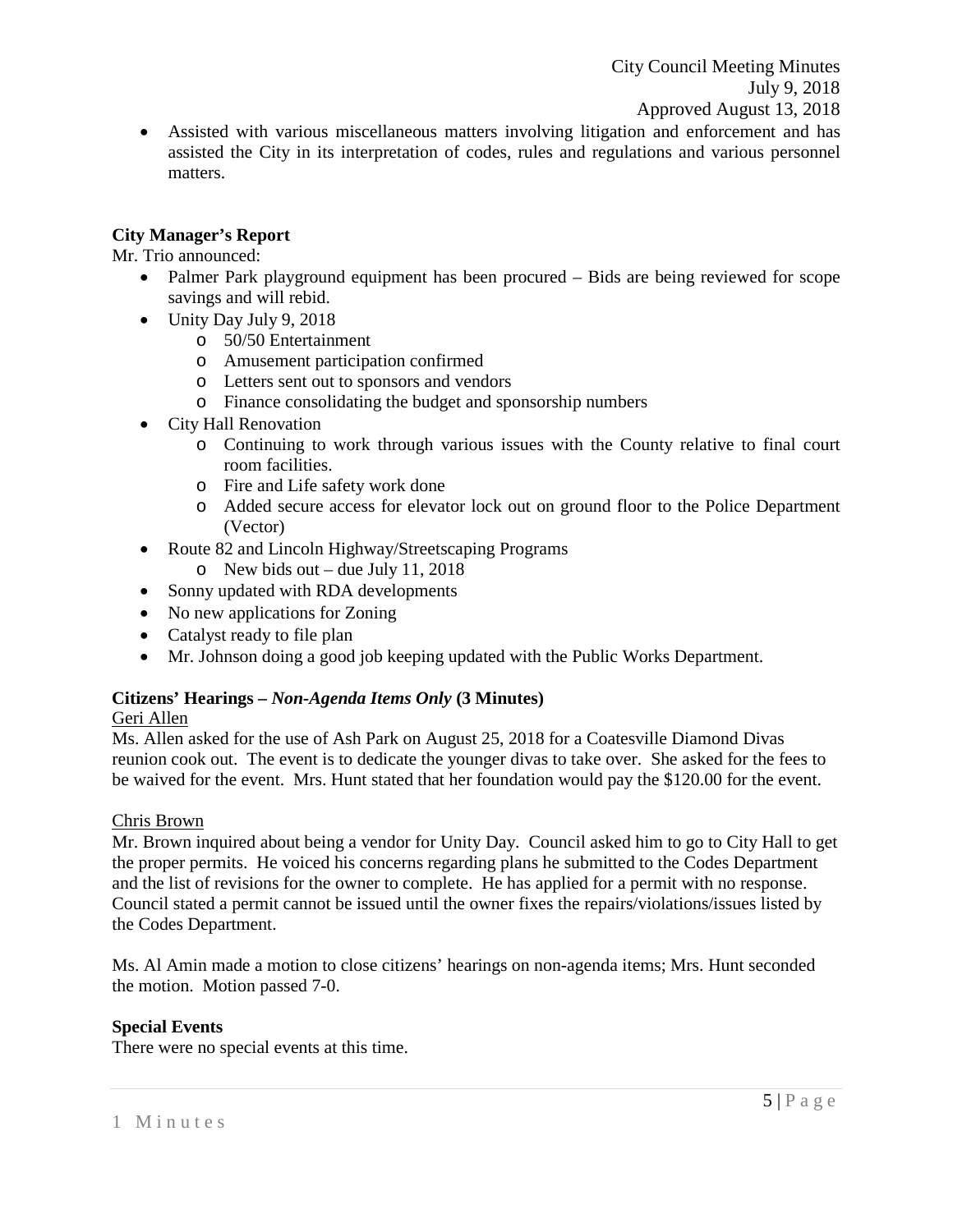- Assisted with various miscellaneous matters involving litigation and enforcement and has assisted the City in its interpretation of codes, rules and regulations and various personnel matters.

**City Manager's Report**

Mr. Trio announced:

- Palmer Park playground equipment has been procured – Bids are being reviewed for scope savings and will rebid.
- Unity Day July 9, 2018
  - 50/50 Entertainment
  - Amusement participation confirmed
  - Letters sent out to sponsors and vendors
  - Finance consolidating the budget and sponsorship numbers
- City Hall Renovation
  - Continuing to work through various issues with the County relative to final court room facilities.
  - Fire and Life safety work done
  - Added secure access for elevator lock out on ground floor to the Police Department (Vector)
- Route 82 and Lincoln Highway/Streetscaping Programs
  - New bids out – due July 11, 2018
- Sonny updated with RDA developments
- No new applications for Zoning
- Catalyst ready to file plan
- Mr. Johnson doing a good job keeping updated with the Public Works Department.

**Citizens' Hearings –** ***Non-Agenda Items Only*** **(3 Minutes)**

Geri Allen

Ms. Allen asked for the use of Ash Park on August 25, 2018 for a Coatesville Diamond Divas reunion cook out. The event is to dedicate the younger divas to take over. She asked for the fees to be waived for the event. Mrs. Hunt stated that her foundation would pay the $120.00 for the event.

Chris Brown

Mr. Brown inquired about being a vendor for Unity Day. Council asked him to go to City Hall to get the proper permits. He voiced his concerns regarding plans he submitted to the Codes Department and the list of revisions for the owner to complete. He has applied for a permit with no response. Council stated a permit cannot be issued until the owner fixes the repairs/violations/issues listed by the Codes Department.

Ms. Al Amin made a motion to close citizens' hearings on non-agenda items; Mrs. Hunt seconded the motion. Motion passed 7-0.

**Special Events**

There were no special events at this time.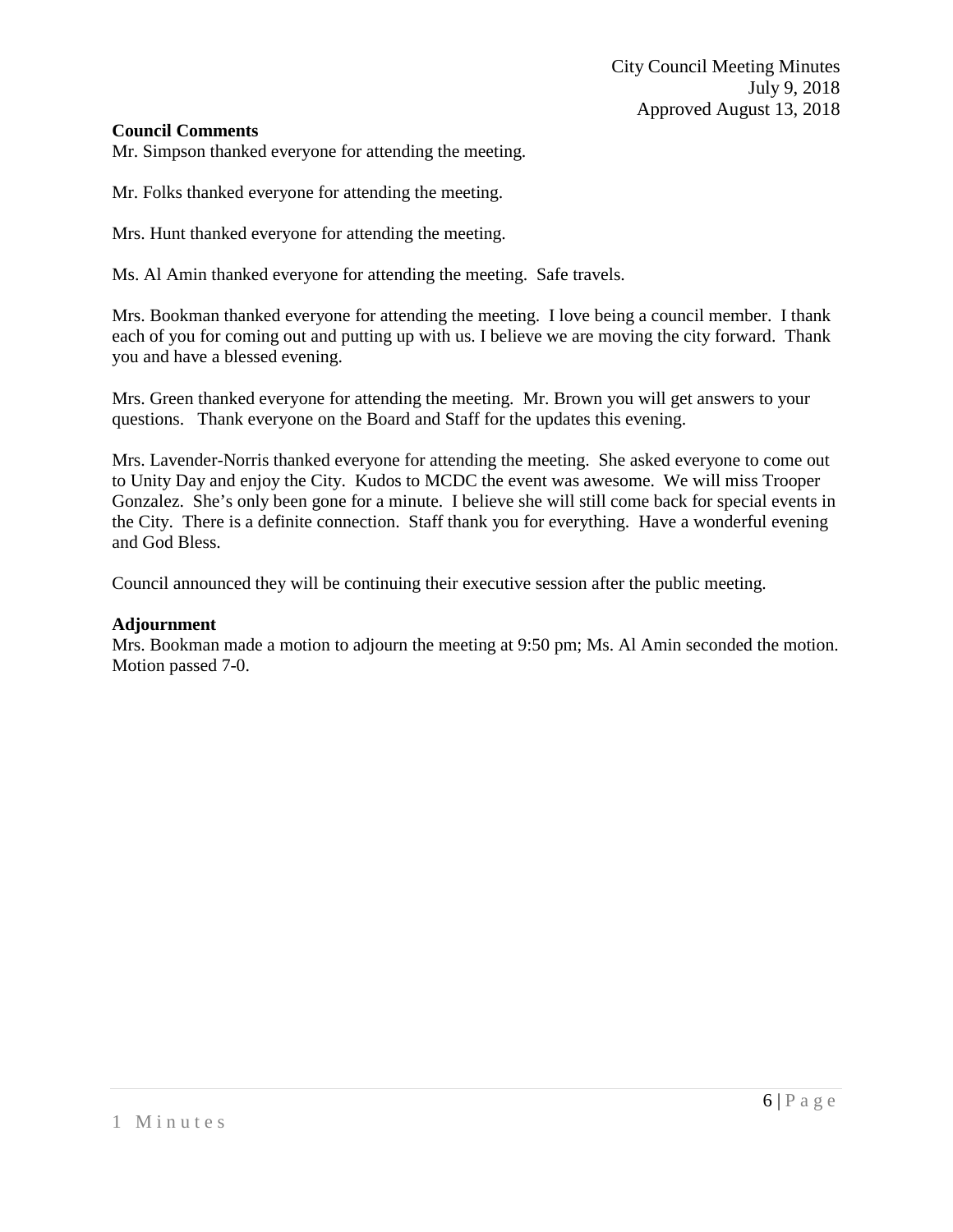**Council Comments**

Mr. Simpson thanked everyone for attending the meeting.

Mr. Folks thanked everyone for attending the meeting.

Mrs. Hunt thanked everyone for attending the meeting.

Ms. Al Amin thanked everyone for attending the meeting. Safe travels.

Mrs. Bookman thanked everyone for attending the meeting. I love being a council member. I thank each of you for coming out and putting up with us. I believe we are moving the city forward. Thank you and have a blessed evening.

Mrs. Green thanked everyone for attending the meeting. Mr. Brown you will get answers to your questions. Thank everyone on the Board and Staff for the updates this evening.

Mrs. Lavender-Norris thanked everyone for attending the meeting. She asked everyone to come out to Unity Day and enjoy the City. Kudos to MCDC the event was awesome. We will miss Trooper Gonzalez. She's only been gone for a minute. I believe she will still come back for special events in the City. There is a definite connection. Staff thank you for everything. Have a wonderful evening and God Bless.

Council announced they will be continuing their executive session after the public meeting.

**Adjournment**

Mrs. Bookman made a motion to adjourn the meeting at 9:50 pm; Ms. Al Amin seconded the motion. Motion passed 7-0.